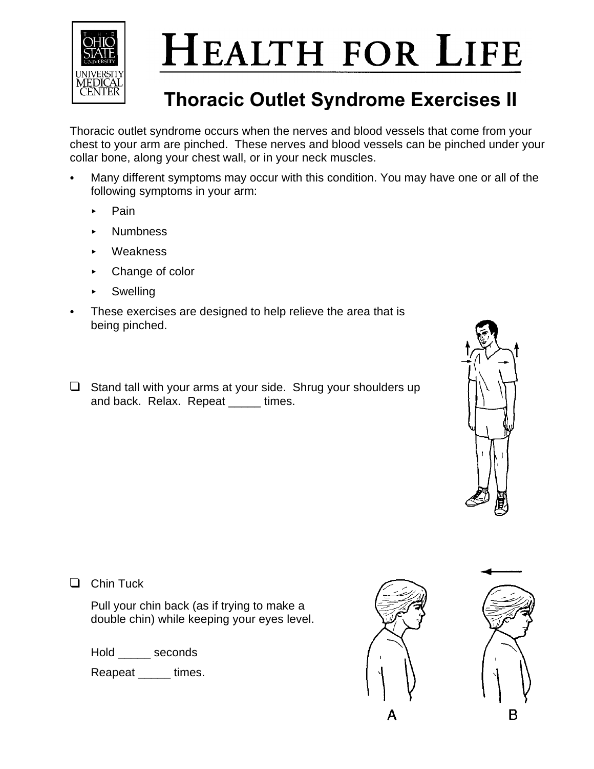# HEALTH FOR LIFE

## Thoracic Outlet Syndrome Exercises II

Thoracic outlet syndrome occurs when the nerves and blood vessels that come from your chest to your arm are pinched. These nerves and blood vessels can be pinched under your collar bone, along your chest wall, or in your neck muscles.

- Many different symptoms may occur with this condition. You may have one or all of the following symptoms in your arm:
  - Pain
  - Numbness
  - Weakness
  - Change of color
  - Swelling
- These exercises are designed to help relieve the area that is being pinched.

- [ ] Stand tall with your arms at your side. Shrug your shoulders up and back. Relax. Repeat _____ times.

- [ ] Chin Tuck

  Pull your chin back (as if trying to make a double chin) while keeping your eyes level.

  Hold _____ seconds

  Reapeat _____ times.

A B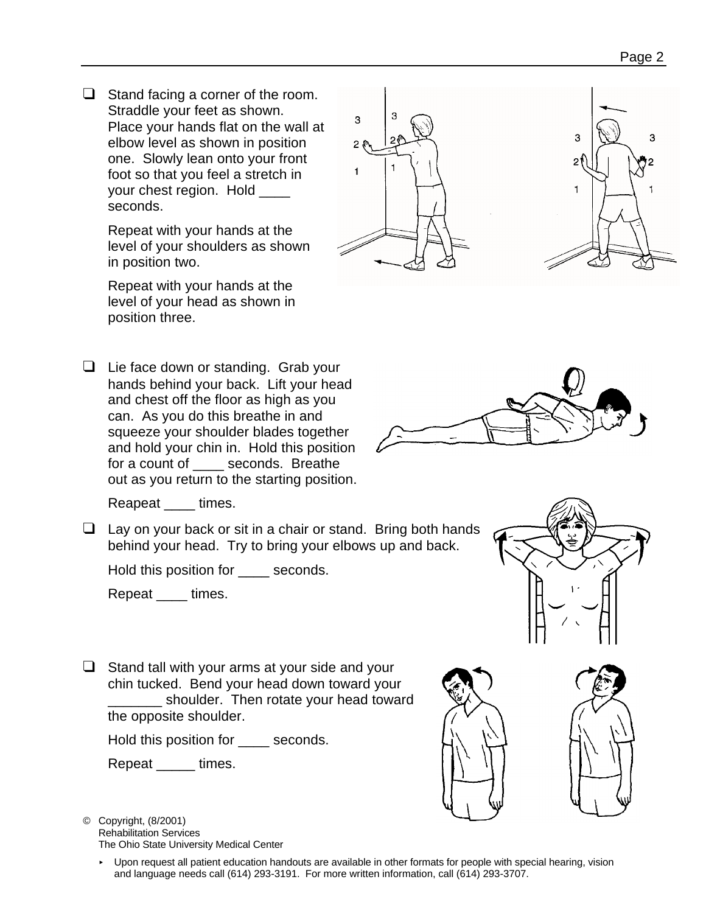- [ ] Stand facing a corner of the room. Straddle your feet as shown. Place your hands flat on the wall at elbow level as shown in position one. Slowly lean onto your front foot so that you feel a stretch in your chest region. Hold ____ seconds.

  Repeat with your hands at the level of your shoulders as shown in position two.

  Repeat with your hands at the level of your head as shown in position three.

- [ ] Lie face down or standing. Grab your hands behind your back. Lift your head and chest off the floor as high as you can. As you do this breathe in and squeeze your shoulder blades together and hold your chin in. Hold this position for a count of ____ seconds. Breathe out as you return to the starting position.

  Reapeat ____ times.

- [ ] Lay on your back or sit in a chair or stand. Bring both hands behind your head. Try to bring your elbows up and back.

  Hold this position for ____ seconds.

  Repeat ____ times.

- [ ] Stand tall with your arms at your side and your chin tucked. Bend your head down toward your _______ shoulder. Then rotate your head toward the opposite shoulder.

  Hold this position for ____ seconds.

  Repeat _____ times.

© Copyright, (8/2001)
Rehabilitation Services
The Ohio State University Medical Center

- Upon request all patient education handouts are available in other formats for people with special hearing, vision and language needs call (614) 293-3191. For more written information, call (614) 293-3707.